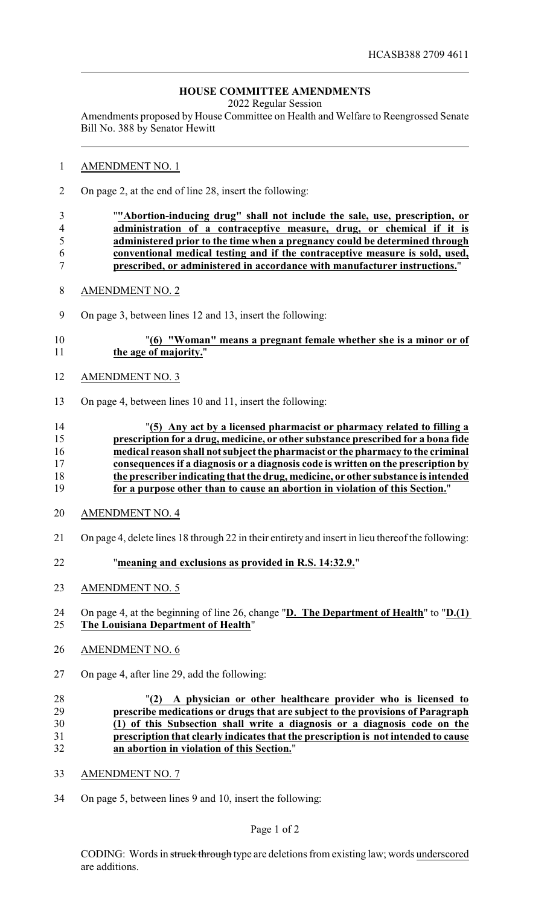HCASB388 2709 4611

# HOUSE COMMITTEE AMENDMENTS

2022 Regular Session

Amendments proposed by House Committee on Health and Welfare to Reengrossed Senate Bill No. 388 by Senator Hewitt

AMENDMENT NO. 1

On page 2, at the end of line 28, insert the following:

"**"Abortion-inducing drug" shall not include the sale, use, prescription, or administration of a contraceptive measure, drug, or chemical if it is administered prior to the time when a pregnancy could be determined through conventional medical testing and if the contraceptive measure is sold, used, prescribed, or administered in accordance with manufacturer instructions.**"

AMENDMENT NO. 2

On page 3, between lines 12 and 13, insert the following:

"**(6) "Woman" means a pregnant female whether she is a minor or of the age of majority.**"

AMENDMENT NO. 3

On page 4, between lines 10 and 11, insert the following:

"**(5) Any act by a licensed pharmacist or pharmacy related to filling a prescription for a drug, medicine, or other substance prescribed for a bona fide medical reason shall not subject the pharmacist or the pharmacy to the criminal consequences if a diagnosis or a diagnosis code is written on the prescription by the prescriber indicating that the drug, medicine, or other substance is intended for a purpose other than to cause an abortion in violation of this Section.**"

AMENDMENT NO. 4

On page 4, delete lines 18 through 22 in their entirety and insert in lieu thereof the following:

"**meaning and exclusions as provided in R.S. 14:32.9.**"

AMENDMENT NO. 5

On page 4, at the beginning of line 26, change "**D. The Department of Health**" to "**D.(1) The Louisiana Department of Health**"

AMENDMENT NO. 6

On page 4, after line 29, add the following:

"**(2) A physician or other healthcare provider who is licensed to prescribe medications or drugs that are subject to the provisions of Paragraph (1) of this Subsection shall write a diagnosis or a diagnosis code on the prescription that clearly indicates that the prescription is not intended to cause an abortion in violation of this Section.**"

AMENDMENT NO. 7

On page 5, between lines 9 and 10, insert the following:

CODING: Words in ~~struck through~~ type are deletions from existing law; words underscored are additions.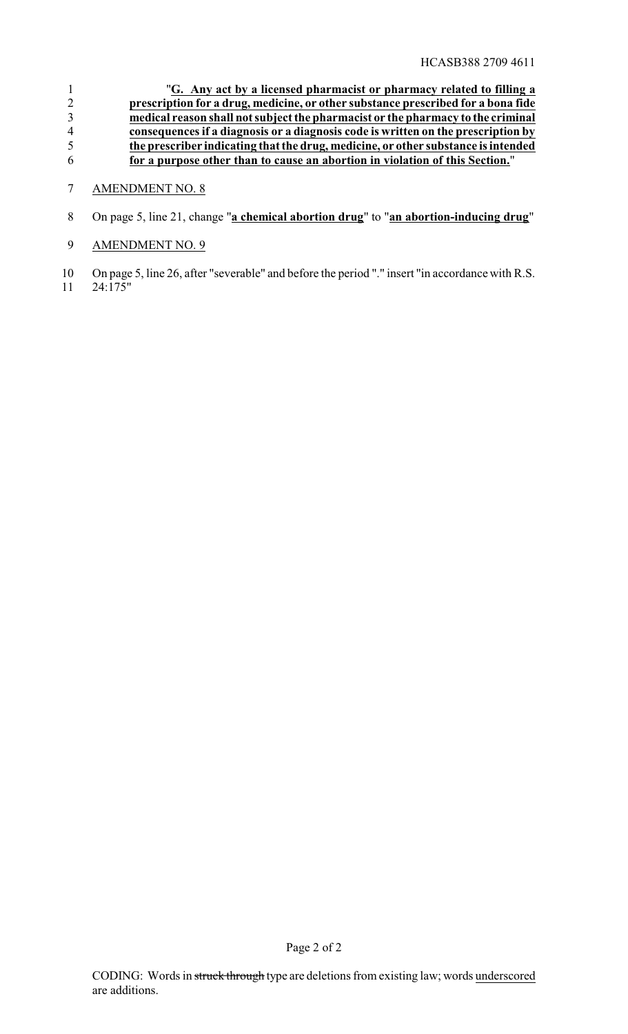"**G. Any act by a licensed pharmacist or pharmacy related to filling a prescription for a drug, medicine, or other substance prescribed for a bona fide medical reason shall not subject the pharmacist or the pharmacy to the criminal consequences if a diagnosis or a diagnosis code is written on the prescription by the prescriber indicating that the drug, medicine, or other substance is intended for a purpose other than to cause an abortion in violation of this Section.**"

AMENDMENT NO. 8

On page 5, line 21, change "**a chemical abortion drug**" to "**an abortion-inducing drug**"

AMENDMENT NO. 9

On page 5, line 26, after "severable" and before the period "." insert "in accordance with R.S. 24:175"

CODING: Words in ~~struck through~~ type are deletions from existing law; words underscored are additions.